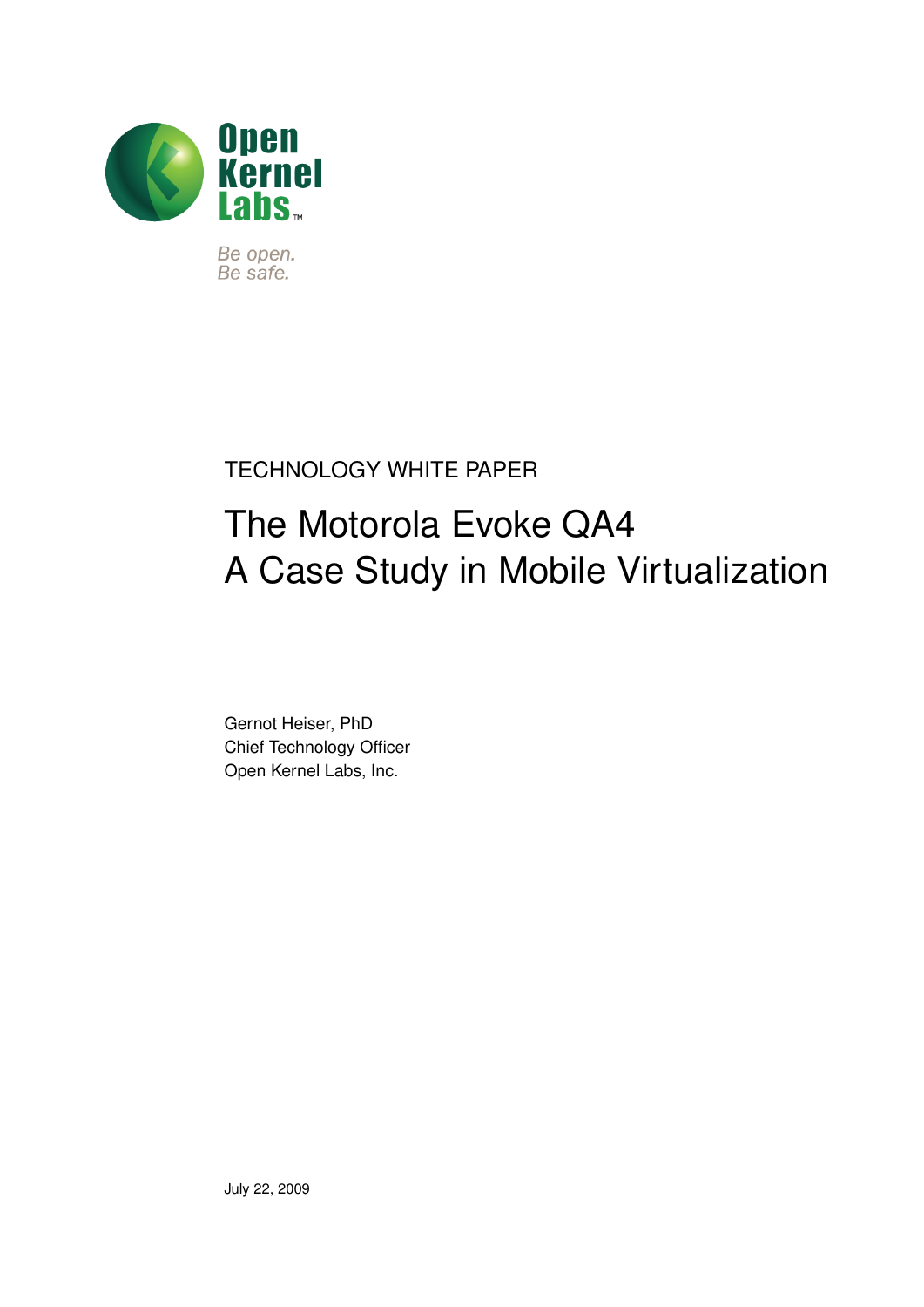Open Kernel Labs™

*Be open.*
*Be safe.*

TECHNOLOGY WHITE PAPER

# The Motorola Evoke QA4
# A Case Study in Mobile Virtualization

Gernot Heiser, PhD
Chief Technology Officer
Open Kernel Labs, Inc.

July 22, 2009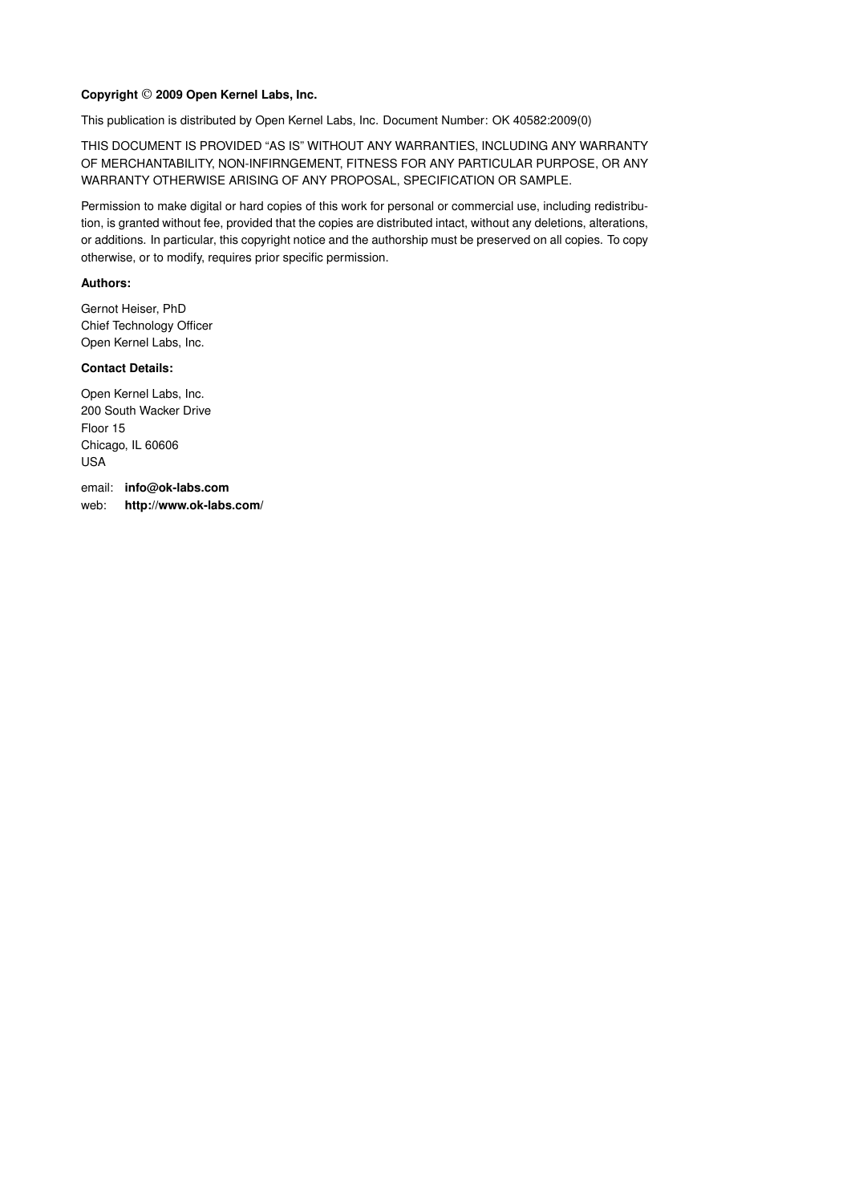**Copyright © 2009 Open Kernel Labs, Inc.**

This publication is distributed by Open Kernel Labs, Inc. Document Number: OK 40582:2009(0)

THIS DOCUMENT IS PROVIDED “AS IS” WITHOUT ANY WARRANTIES, INCLUDING ANY WARRANTY OF MERCHANTABILITY, NON-INFIRNGEMENT, FITNESS FOR ANY PARTICULAR PURPOSE, OR ANY WARRANTY OTHERWISE ARISING OF ANY PROPOSAL, SPECIFICATION OR SAMPLE.

Permission to make digital or hard copies of this work for personal or commercial use, including redistribution, is granted without fee, provided that the copies are distributed intact, without any deletions, alterations, or additions. In particular, this copyright notice and the authorship must be preserved on all copies. To copy otherwise, or to modify, requires prior specific permission.

**Authors:**

Gernot Heiser, PhD
Chief Technology Officer
Open Kernel Labs, Inc.

**Contact Details:**

Open Kernel Labs, Inc.
200 South Wacker Drive
Floor 15
Chicago, IL 60606
USA

email: **info@ok-labs.com**
web: **http://www.ok-labs.com/**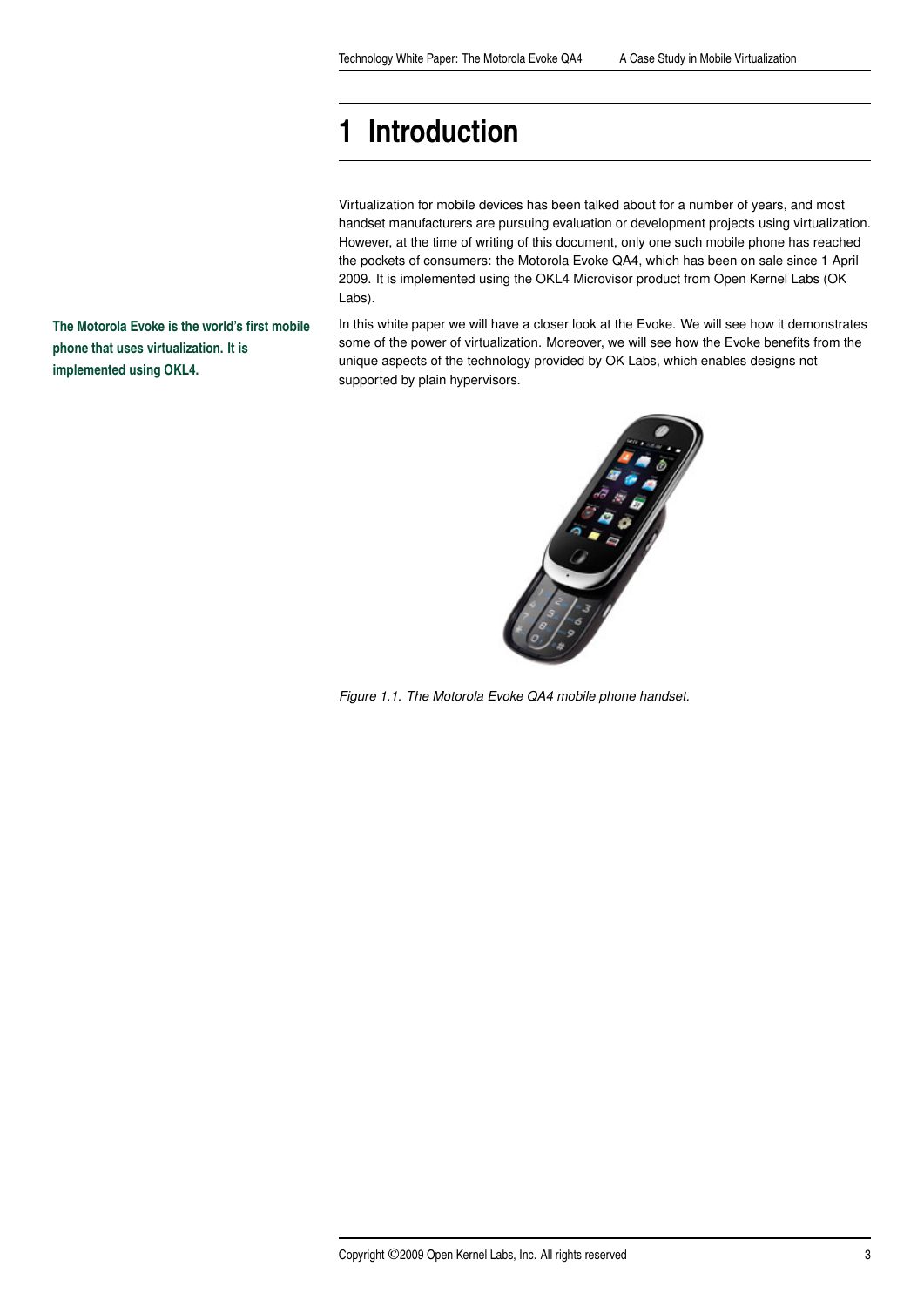# 1 Introduction

Virtualization for mobile devices has been talked about for a number of years, and most handset manufacturers are pursuing evaluation or development projects using virtualization. However, at the time of writing of this document, only one such mobile phone has reached the pockets of consumers: the Motorola Evoke QA4, which has been on sale since 1 April 2009. It is implemented using the OKL4 Microvisor product from Open Kernel Labs (OK Labs).

**The Motorola Evoke is the world's first mobile phone that uses virtualization. It is implemented using OKL4.**

In this white paper we will have a closer look at the Evoke. We will see how it demonstrates some of the power of virtualization. Moreover, we will see how the Evoke benefits from the unique aspects of the technology provided by OK Labs, which enables designs not supported by plain hypervisors.

*Figure 1.1. The Motorola Evoke QA4 mobile phone handset.*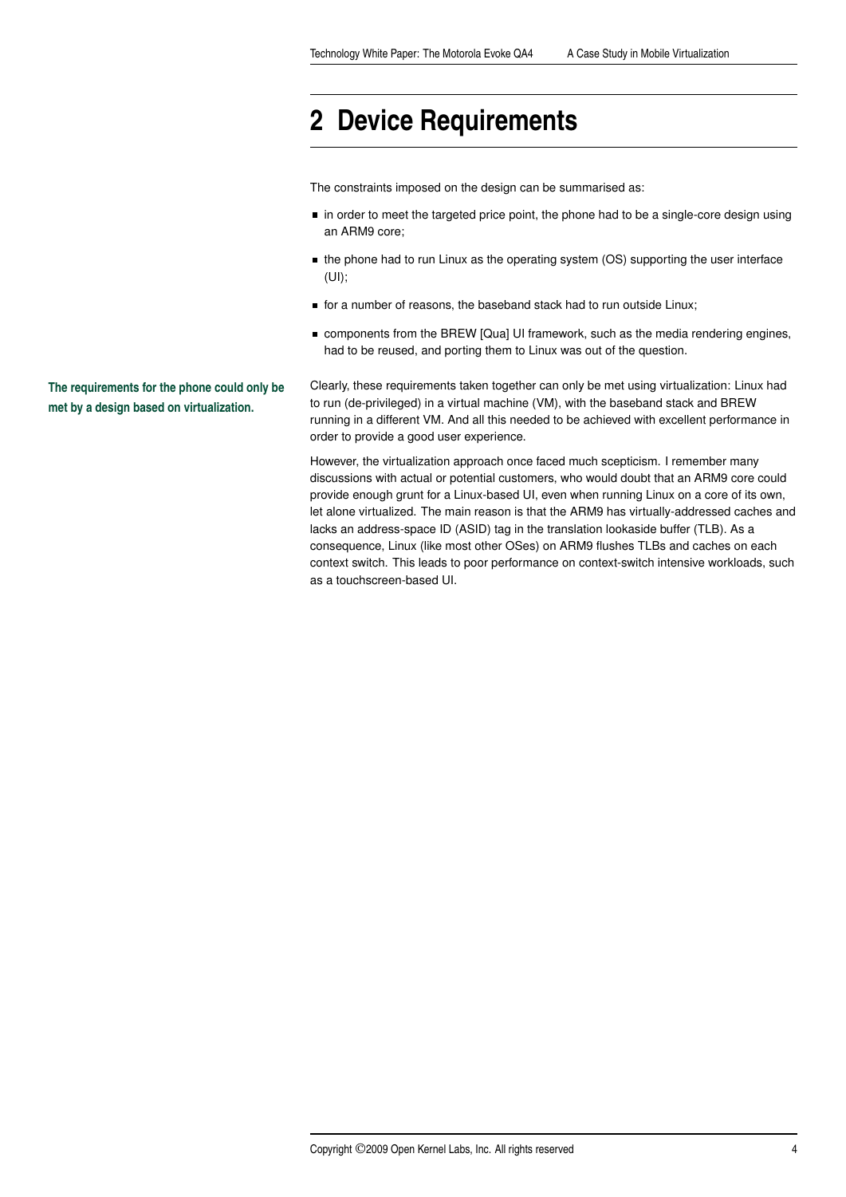# 2 Device Requirements

The constraints imposed on the design can be summarised as:

- in order to meet the targeted price point, the phone had to be a single-core design using an ARM9 core;
- the phone had to run Linux as the operating system (OS) supporting the user interface (UI);
- for a number of reasons, the baseband stack had to run outside Linux;
- components from the BREW [Qua] UI framework, such as the media rendering engines, had to be reused, and porting them to Linux was out of the question.

**The requirements for the phone could only be met by a design based on virtualization.**

Clearly, these requirements taken together can only be met using virtualization: Linux had to run (de-privileged) in a virtual machine (VM), with the baseband stack and BREW running in a different VM. And all this needed to be achieved with excellent performance in order to provide a good user experience.

However, the virtualization approach once faced much scepticism. I remember many discussions with actual or potential customers, who would doubt that an ARM9 core could provide enough grunt for a Linux-based UI, even when running Linux on a core of its own, let alone virtualized. The main reason is that the ARM9 has virtually-addressed caches and lacks an address-space ID (ASID) tag in the translation lookaside buffer (TLB). As a consequence, Linux (like most other OSes) on ARM9 flushes TLBs and caches on each context switch. This leads to poor performance on context-switch intensive workloads, such as a touchscreen-based UI.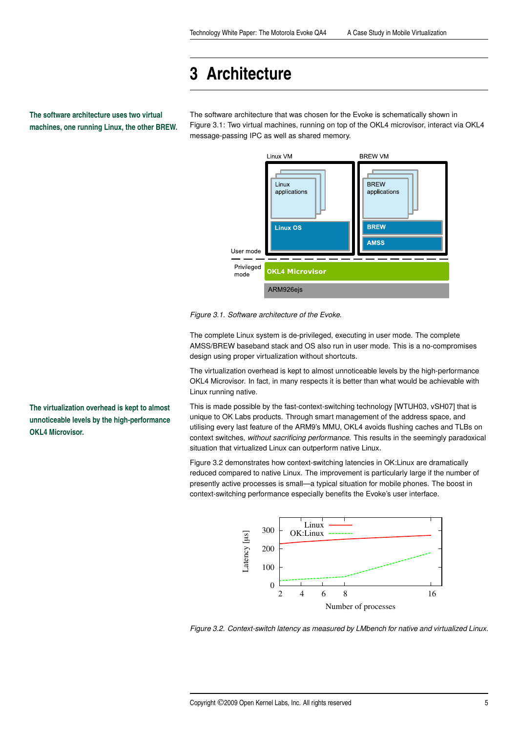# 3 Architecture

**The software architecture uses two virtual machines, one running Linux, the other BREW.**

The software architecture that was chosen for the Evoke is schematically shown in Figure 3.1: Two virtual machines, running on top of the OKL4 microvisor, interact via OKL4 message-passing IPC as well as shared memory.

*Figure 3.1. Software architecture of the Evoke.*

The complete Linux system is de-privileged, executing in user mode. The complete AMSS/BREW baseband stack and OS also run in user mode. This is a no-compromises design using proper virtualization without shortcuts.

The virtualization overhead is kept to almost unnoticeable levels by the high-performance OKL4 Microvisor. In fact, in many respects it is better than what would be achievable with Linux running native.

**The virtualization overhead is kept to almost unnoticeable levels by the high-performance OKL4 Microvisor.**

This is made possible by the fast-context-switching technology [WTUH03, vSH07] that is unique to OK Labs products. Through smart management of the address space, and utilising every last feature of the ARM9's MMU, OKL4 avoids flushing caches and TLBs on context switches, *without sacrificing performance.* This results in the seemingly paradoxical situation that virtualized Linux can outperform native Linux.

Figure 3.2 demonstrates how context-switching latencies in OK:Linux are dramatically reduced compared to native Linux. The improvement is particularly large if the number of presently active processes is small—a typical situation for mobile phones. The boost in context-switching performance especially benefits the Evoke's user interface.

*Figure 3.2. Context-switch latency as measured by LMbench for native and virtualized Linux.*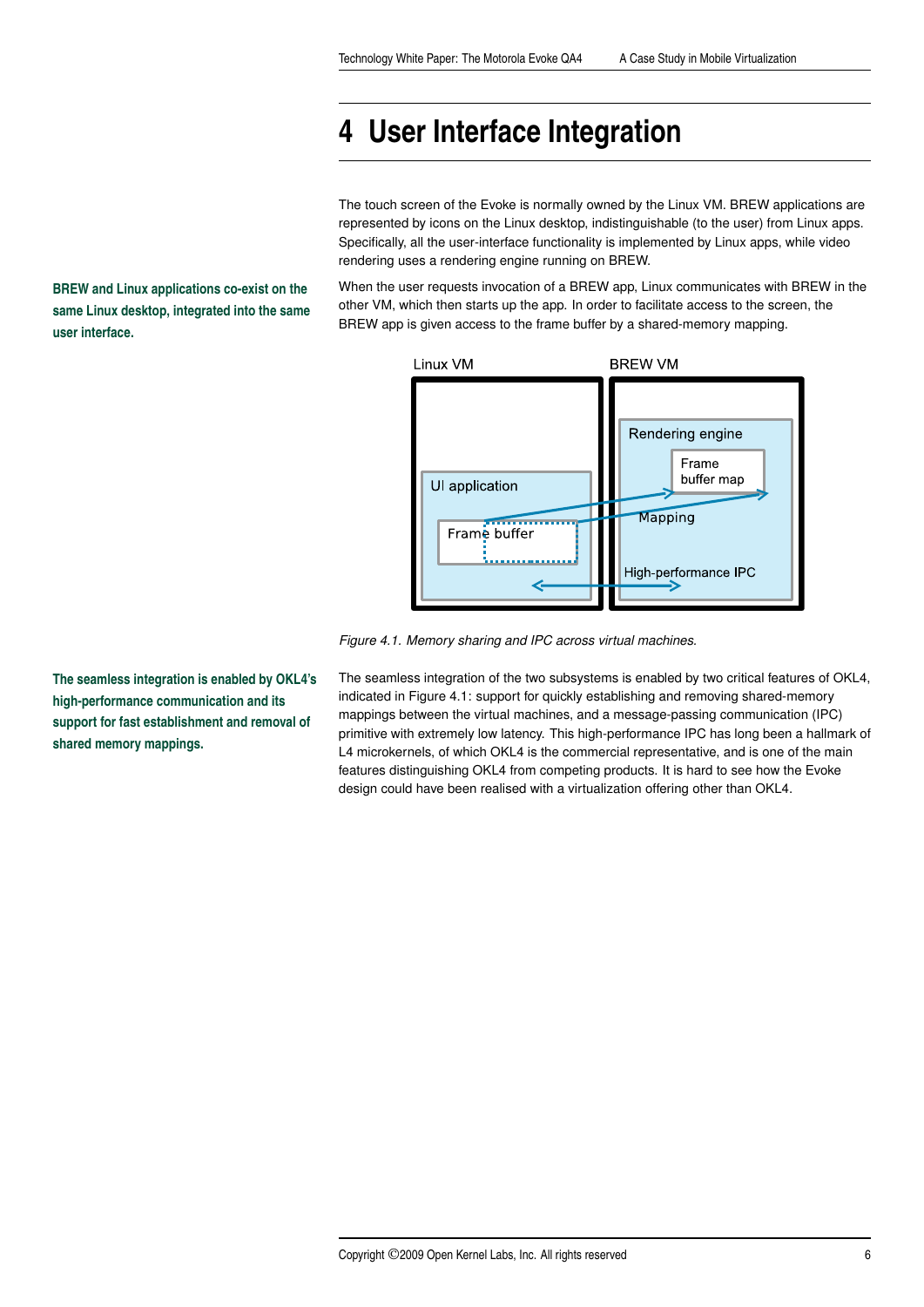# 4 User Interface Integration

The touch screen of the Evoke is normally owned by the Linux VM. BREW applications are represented by icons on the Linux desktop, indistinguishable (to the user) from Linux apps. Specifically, all the user-interface functionality is implemented by Linux apps, while video rendering uses a rendering engine running on BREW.

**BREW and Linux applications co-exist on the same Linux desktop, integrated into the same user interface.**

When the user requests invocation of a BREW app, Linux communicates with BREW in the other VM, which then starts up the app. In order to facilitate access to the screen, the BREW app is given access to the frame buffer by a shared-memory mapping.

Linux VM | BREW VM

UI application | Frame buffer | Rendering engine | Frame buffer map | Mapping | High-performance IPC

*Figure 4.1. Memory sharing and IPC across virtual machines.*

**The seamless integration is enabled by OKL4's high-performance communication and its support for fast establishment and removal of shared memory mappings.**

The seamless integration of the two subsystems is enabled by two critical features of OKL4, indicated in Figure 4.1: support for quickly establishing and removing shared-memory mappings between the virtual machines, and a message-passing communication (IPC) primitive with extremely low latency. This high-performance IPC has long been a hallmark of L4 microkernels, of which OKL4 is the commercial representative, and is one of the main features distinguishing OKL4 from competing products. It is hard to see how the Evoke design could have been realised with a virtualization offering other than OKL4.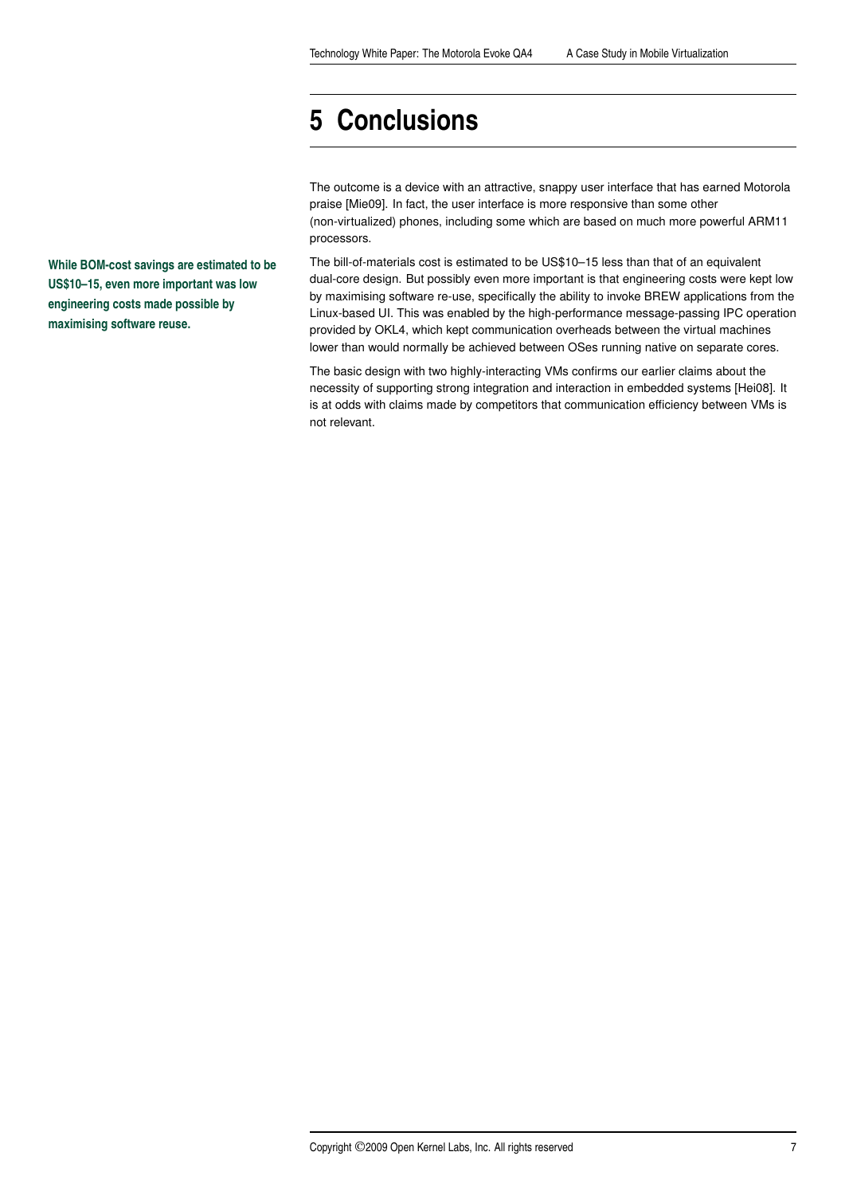# 5 Conclusions

The outcome is a device with an attractive, snappy user interface that has earned Motorola praise [Mie09]. In fact, the user interface is more responsive than some other (non-virtualized) phones, including some which are based on much more powerful ARM11 processors.

**While BOM-cost savings are estimated to be US$10–15, even more important was low engineering costs made possible by maximising software reuse.**

The bill-of-materials cost is estimated to be US$10–15 less than that of an equivalent dual-core design. But possibly even more important is that engineering costs were kept low by maximising software re-use, specifically the ability to invoke BREW applications from the Linux-based UI. This was enabled by the high-performance message-passing IPC operation provided by OKL4, which kept communication overheads between the virtual machines lower than would normally be achieved between OSes running native on separate cores.

The basic design with two highly-interacting VMs confirms our earlier claims about the necessity of supporting strong integration and interaction in embedded systems [Hei08]. It is at odds with claims made by competitors that communication efficiency between VMs is not relevant.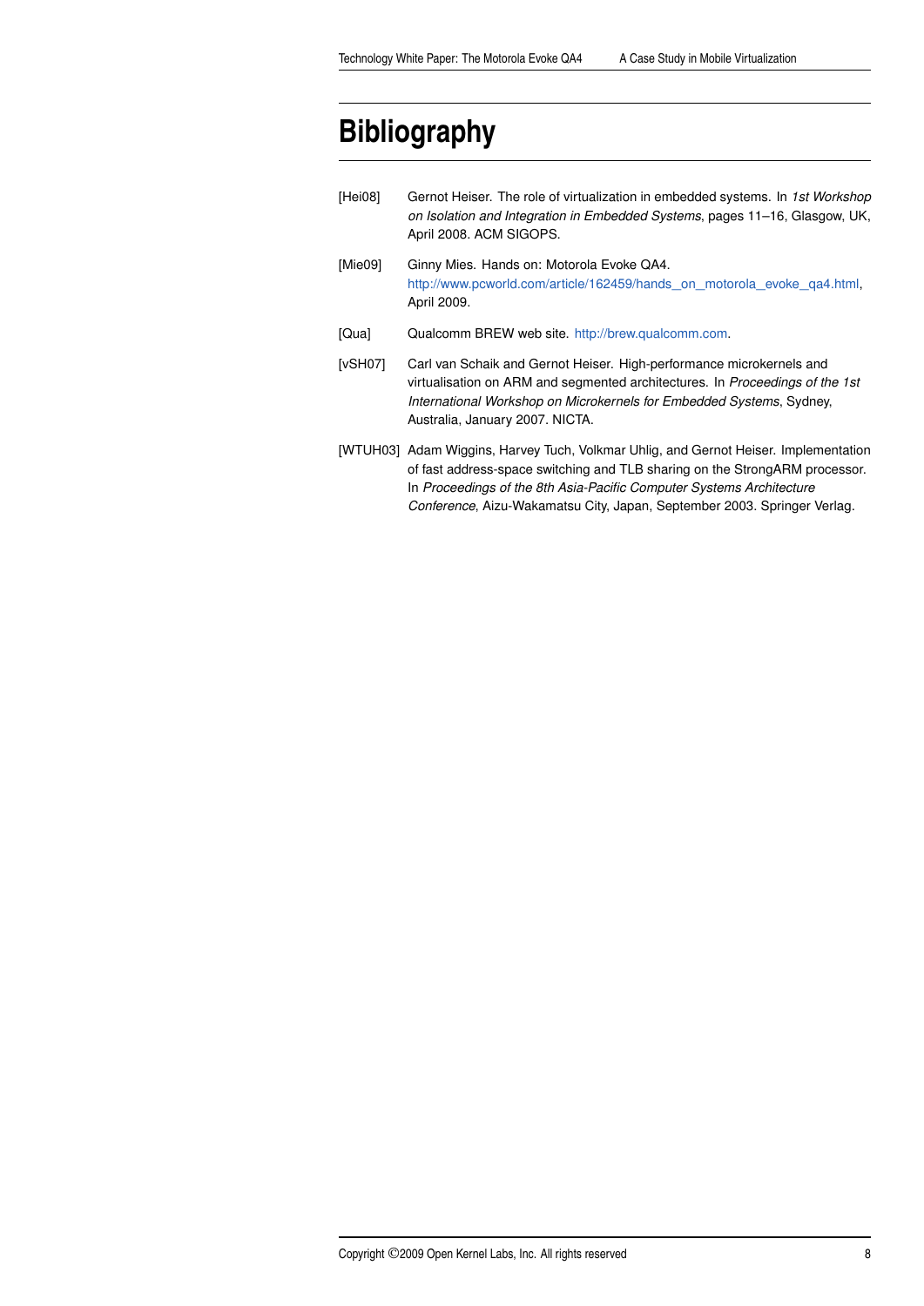# Bibliography

[Hei08] Gernot Heiser. The role of virtualization in embedded systems. In *1st Workshop on Isolation and Integration in Embedded Systems*, pages 11–16, Glasgow, UK, April 2008. ACM SIGOPS.

[Mie09] Ginny Mies. Hands on: Motorola Evoke QA4. http://www.pcworld.com/article/162459/hands_on_motorola_evoke_qa4.html, April 2009.

[Qua] Qualcomm BREW web site. http://brew.qualcomm.com.

[vSH07] Carl van Schaik and Gernot Heiser. High-performance microkernels and virtualisation on ARM and segmented architectures. In *Proceedings of the 1st International Workshop on Microkernels for Embedded Systems*, Sydney, Australia, January 2007. NICTA.

[WTUH03] Adam Wiggins, Harvey Tuch, Volkmar Uhlig, and Gernot Heiser. Implementation of fast address-space switching and TLB sharing on the StrongARM processor. In *Proceedings of the 8th Asia-Pacific Computer Systems Architecture Conference*, Aizu-Wakamatsu City, Japan, September 2003. Springer Verlag.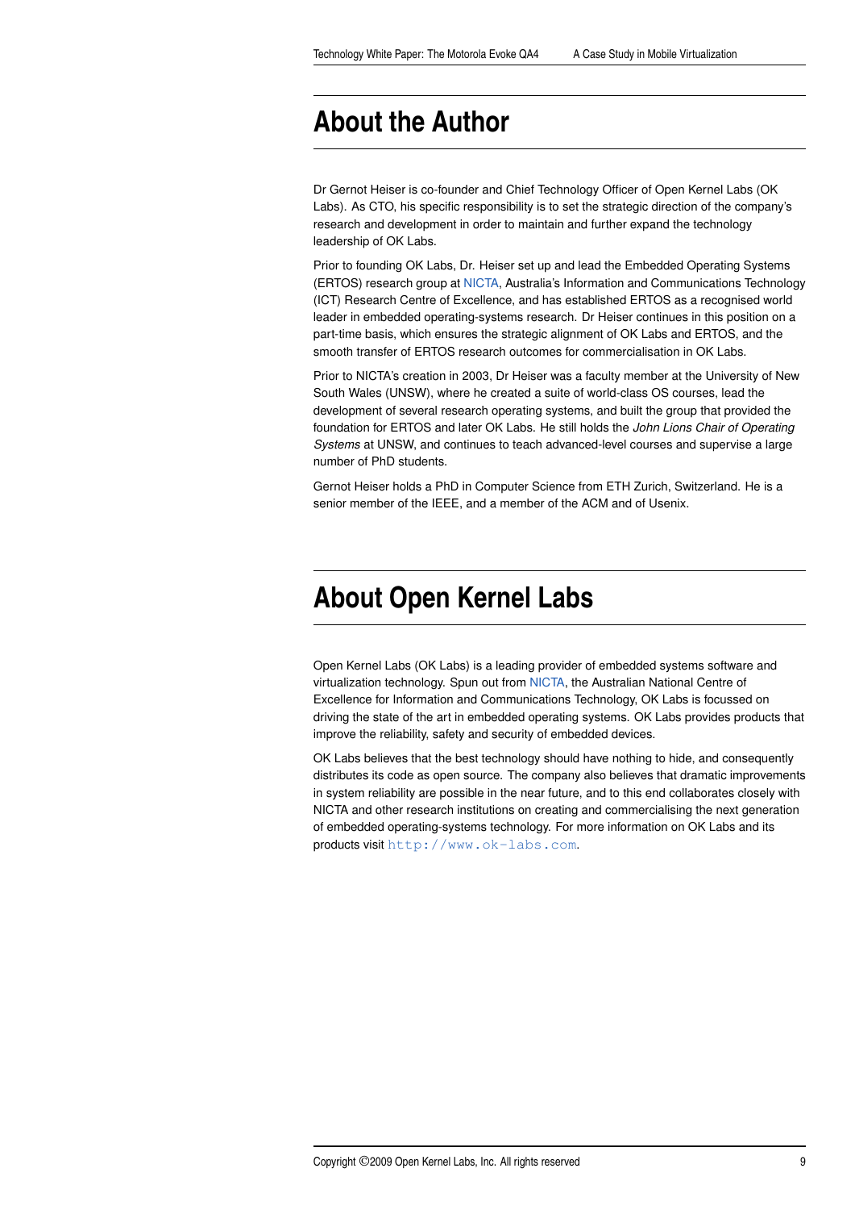# About the Author

Dr Gernot Heiser is co-founder and Chief Technology Officer of Open Kernel Labs (OK Labs). As CTO, his specific responsibility is to set the strategic direction of the company's research and development in order to maintain and further expand the technology leadership of OK Labs.

Prior to founding OK Labs, Dr. Heiser set up and lead the Embedded Operating Systems (ERTOS) research group at NICTA, Australia's Information and Communications Technology (ICT) Research Centre of Excellence, and has established ERTOS as a recognised world leader in embedded operating-systems research. Dr Heiser continues in this position on a part-time basis, which ensures the strategic alignment of OK Labs and ERTOS, and the smooth transfer of ERTOS research outcomes for commercialisation in OK Labs.

Prior to NICTA's creation in 2003, Dr Heiser was a faculty member at the University of New South Wales (UNSW), where he created a suite of world-class OS courses, lead the development of several research operating systems, and built the group that provided the foundation for ERTOS and later OK Labs. He still holds the *John Lions Chair of Operating Systems* at UNSW, and continues to teach advanced-level courses and supervise a large number of PhD students.

Gernot Heiser holds a PhD in Computer Science from ETH Zurich, Switzerland. He is a senior member of the IEEE, and a member of the ACM and of Usenix.

# About Open Kernel Labs

Open Kernel Labs (OK Labs) is a leading provider of embedded systems software and virtualization technology. Spun out from NICTA, the Australian National Centre of Excellence for Information and Communications Technology, OK Labs is focussed on driving the state of the art in embedded operating systems. OK Labs provides products that improve the reliability, safety and security of embedded devices.

OK Labs believes that the best technology should have nothing to hide, and consequently distributes its code as open source. The company also believes that dramatic improvements in system reliability are possible in the near future, and to this end collaborates closely with NICTA and other research institutions on creating and commercialising the next generation of embedded operating-systems technology. For more information on OK Labs and its products visit `http://www.ok-labs.com`.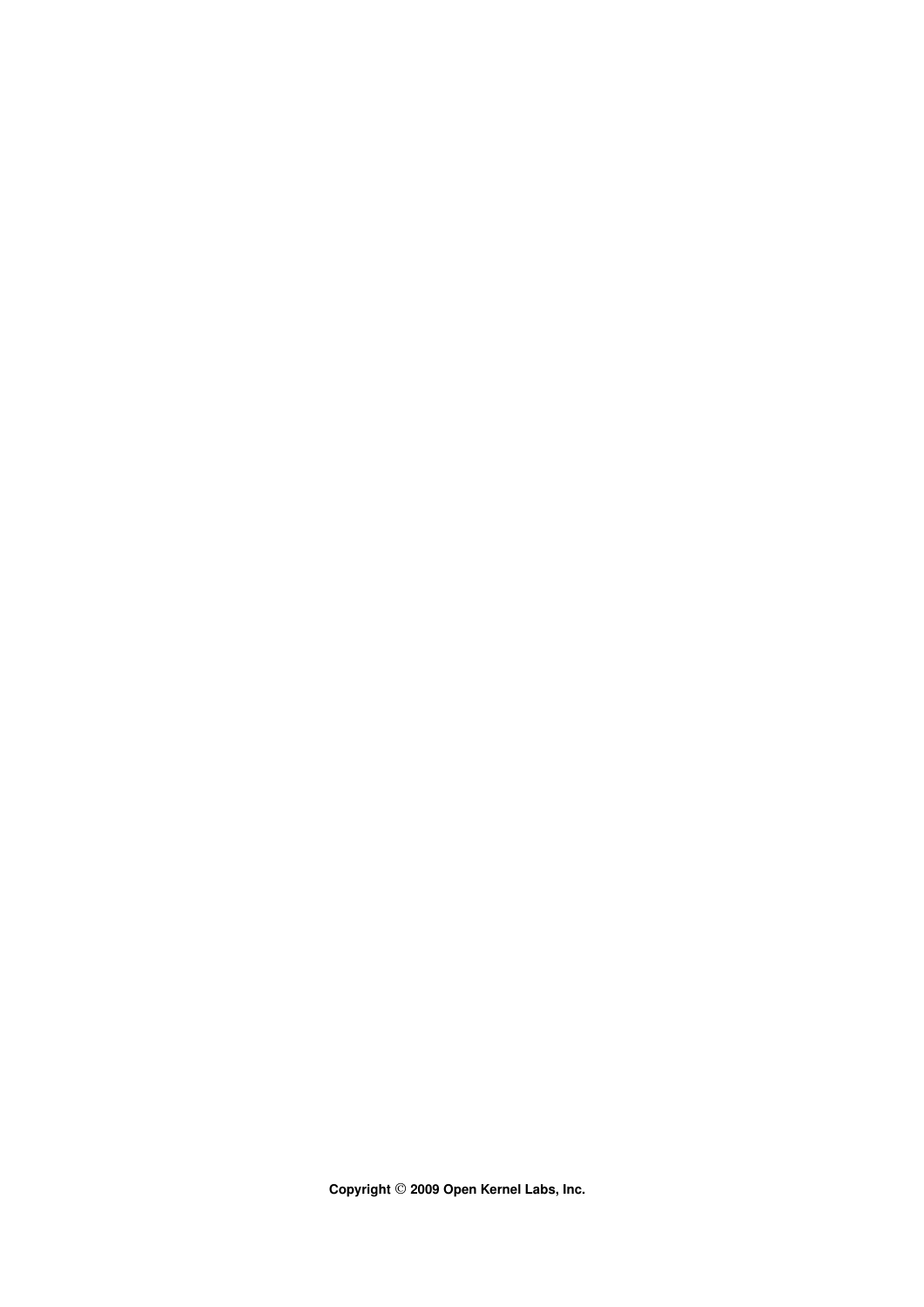**Copyright © 2009 Open Kernel Labs, Inc.**